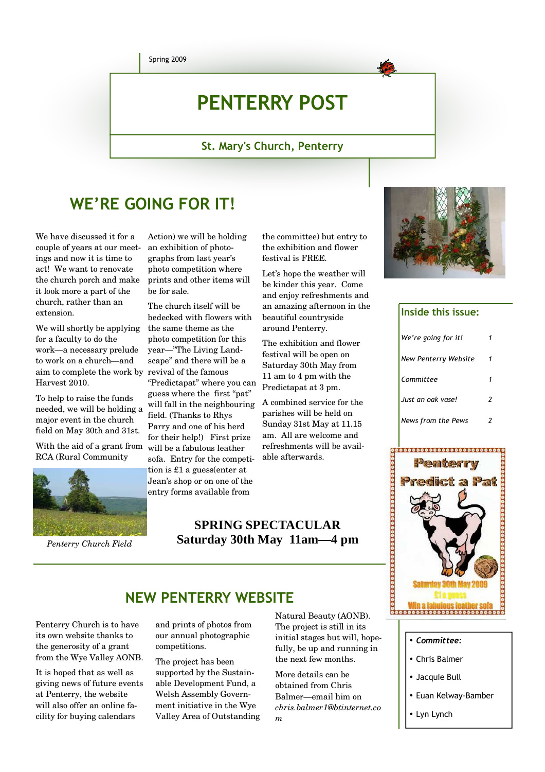Spring 2009

# PENTERRY POST

**St. Mary's Church, Penterry**

## WE'RE GOING FOR IT!

We have discussed it for a couple of years at our meetings and now it is time to act! We want to renovate the church porch and make it look more a part of the church, rather than an extension.

We will shortly be applying for a faculty to do the work—a necessary prelude to work on a church—and aim to complete the work by Harvest 2010.

To help to raise the funds needed, we will be holding a major event in the church field on May 30th and 31st.

With the aid of a grant from RCA (Rural Community Action) we will be holding an exhibition of photographs from last year's photo competition where prints and other items will be for sale.

The church itself will be bedecked with flowers with the same theme as the photo competition for this year—"The Living Landscape" and there will be a revival of the famous "Predictapat" where you can guess where the first "pat" will fall in the neighbouring field. (Thanks to Rhys Parry and one of his herd for their help!) First prize will be a fabulous leather sofa. Entry for the competition is £1 a guess(enter at Jean's shop or on one of the entry forms available from the committee) but entry to the exhibition and flower festival is FREE.

Let's hope the weather will be kinder this year. Come and enjoy refreshments and an amazing afternoon in the beautiful countryside around Penterry.

The exhibition and flower festival will be open on Saturday 30th May from 11 am to 4 pm with the Predictapat at 3 pm.

A combined service for the parishes will be held on Sunday 31st May at 11.15 am. All are welcome and refreshments will be available afterwards.

*Penterry Church Field*

**SPRING SPECTACULAR**
**Saturday 30th May 11am—4 pm**

### Inside this issue:

| | |
|---|---|
| *We're going for it!* | *1* |
| *New Penterry Website* | *1* |
| *Committee* | *1* |
| *Just an oak vase!* | *2* |
| *News from the Pews* | *2* |

Penterry Predict a Pat
Saturday 30th May 2009
£1 a guess
Win a fabulous leather sofa

## NEW PENTERRY WEBSITE

Penterry Church is to have its own website thanks to the generosity of a grant from the Wye Valley AONB.

It is hoped that as well as giving news of future events at Penterry, the website will also offer an online facility for buying calendars and prints of photos from our annual photographic competitions.

The project has been supported by the Sustainable Development Fund, a Welsh Assembly Government initiative in the Wye Valley Area of Outstanding Natural Beauty (AONB). The project is still in its initial stages but will, hopefully, be up and running in the next few months.

More details can be obtained from Chris Balmer—email him on *chris.balmer1@btinternet.com*

- ***Committee:***
- Chris Balmer
- Jacquie Bull
- Euan Kelway-Bamber
- Lyn Lynch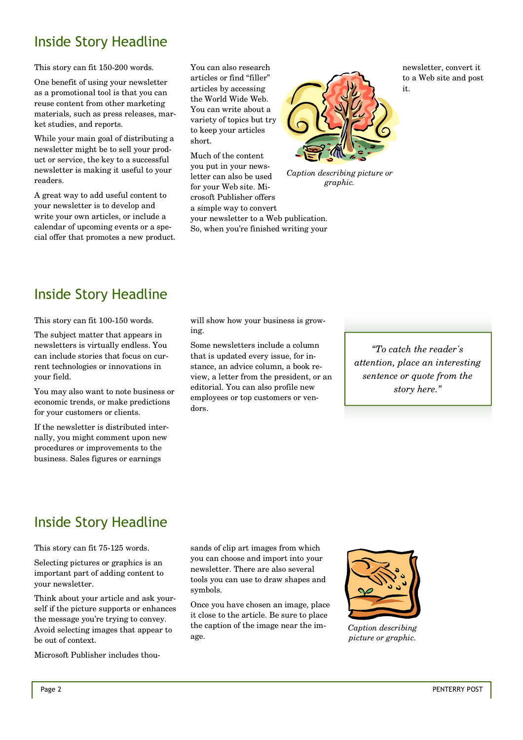## Inside Story Headline

This story can fit 150-200 words.

One benefit of using your newsletter as a promotional tool is that you can reuse content from other marketing materials, such as press releases, market studies, and reports.

While your main goal of distributing a newsletter might be to sell your product or service, the key to a successful newsletter is making it useful to your readers.

A great way to add useful content to your newsletter is to develop and write your own articles, or include a calendar of upcoming events or a special offer that promotes a new product.

You can also research articles or find "filler" articles by accessing the World Wide Web. You can write about a variety of topics but try to keep your articles short.

Much of the content you put in your newsletter can also be used for your Web site. Microsoft Publisher offers a simple way to convert your newsletter to a Web publication. So, when you're finished writing your newsletter, convert it to a Web site and post it.

*Caption describing picture or graphic.*

## Inside Story Headline

This story can fit 100-150 words.

The subject matter that appears in newsletters is virtually endless. You can include stories that focus on current technologies or innovations in your field.

You may also want to note business or economic trends, or make predictions for your customers or clients.

If the newsletter is distributed internally, you might comment upon new procedures or improvements to the business. Sales figures or earnings will show how your business is growing.

Some newsletters include a column that is updated every issue, for instance, an advice column, a book review, a letter from the president, or an editorial. You can also profile new employees or top customers or vendors.

> *"To catch the reader's attention, place an interesting sentence or quote from the story here."*

## Inside Story Headline

This story can fit 75-125 words.

Selecting pictures or graphics is an important part of adding content to your newsletter.

Think about your article and ask yourself if the picture supports or enhances the message you're trying to convey. Avoid selecting images that appear to be out of context.

Microsoft Publisher includes thousands of clip art images from which you can choose and import into your newsletter. There are also several tools you can use to draw shapes and symbols.

Once you have chosen an image, place it close to the article. Be sure to place the caption of the image near the image.

*Caption describing picture or graphic.*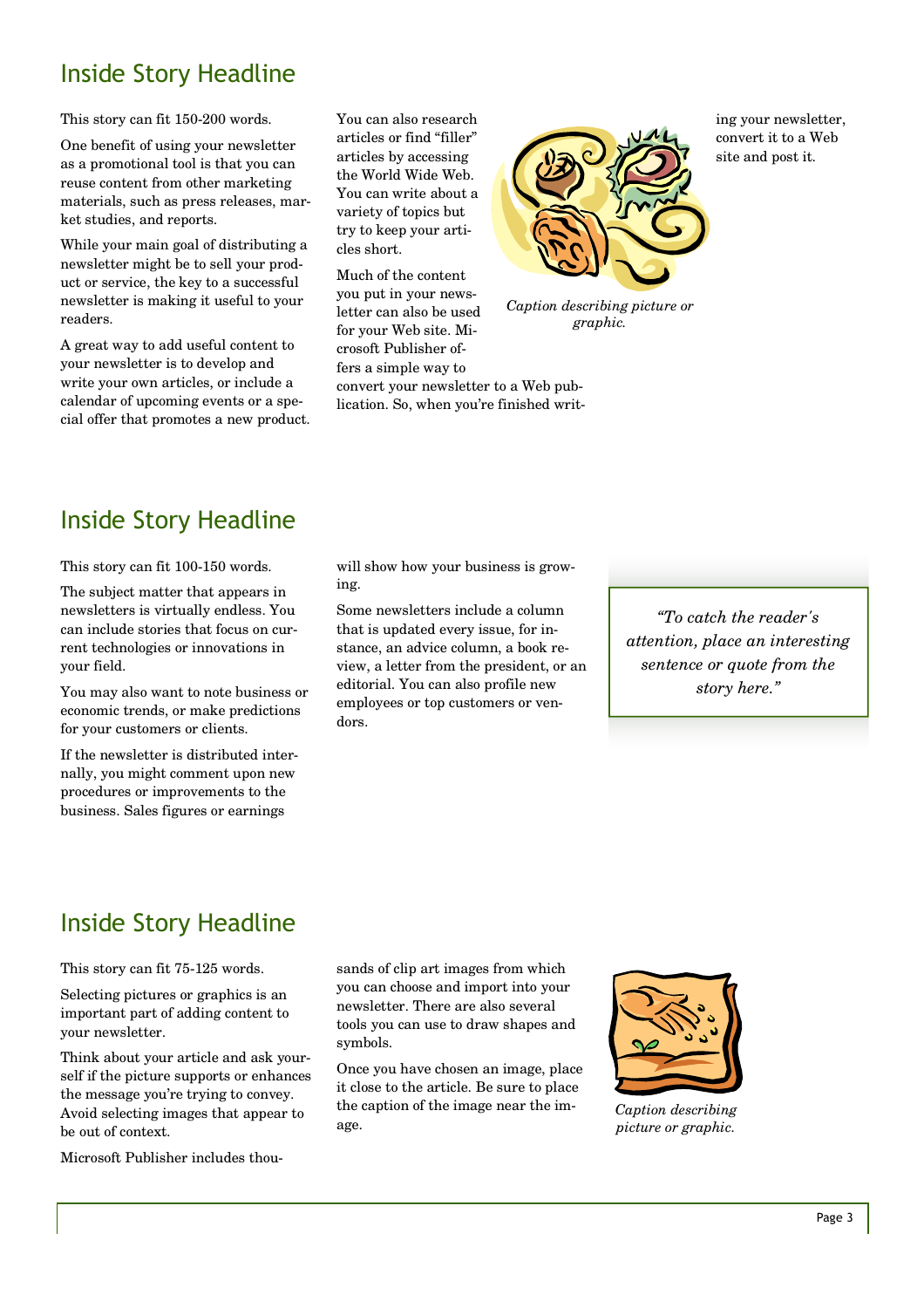## Inside Story Headline

This story can fit 150-200 words.

One benefit of using your newsletter as a promotional tool is that you can reuse content from other marketing materials, such as press releases, market studies, and reports.

While your main goal of distributing a newsletter might be to sell your product or service, the key to a successful newsletter is making it useful to your readers.

A great way to add useful content to your newsletter is to develop and write your own articles, or include a calendar of upcoming events or a special offer that promotes a new product.

You can also research articles or find "filler" articles by accessing the World Wide Web. You can write about a variety of topics but try to keep your articles short.

Much of the content you put in your newsletter can also be used for your Web site. Microsoft Publisher offers a simple way to convert your newsletter to a Web publication. So, when you're finished writing your newsletter, convert it to a Web site and post it.

*Caption describing picture or graphic.*

## Inside Story Headline

This story can fit 100-150 words.

The subject matter that appears in newsletters is virtually endless. You can include stories that focus on current technologies or innovations in your field.

You may also want to note business or economic trends, or make predictions for your customers or clients.

If the newsletter is distributed internally, you might comment upon new procedures or improvements to the business. Sales figures or earnings will show how your business is growing.

Some newsletters include a column that is updated every issue, for instance, an advice column, a book review, a letter from the president, or an editorial. You can also profile new employees or top customers or vendors.

*"To catch the reader's attention, place an interesting sentence or quote from the story here."*

## Inside Story Headline

This story can fit 75-125 words.

Selecting pictures or graphics is an important part of adding content to your newsletter.

Think about your article and ask yourself if the picture supports or enhances the message you're trying to convey. Avoid selecting images that appear to be out of context.

Microsoft Publisher includes thousands of clip art images from which you can choose and import into your newsletter. There are also several tools you can use to draw shapes and symbols.

Once you have chosen an image, place it close to the article. Be sure to place the caption of the image near the image.

*Caption describing picture or graphic.*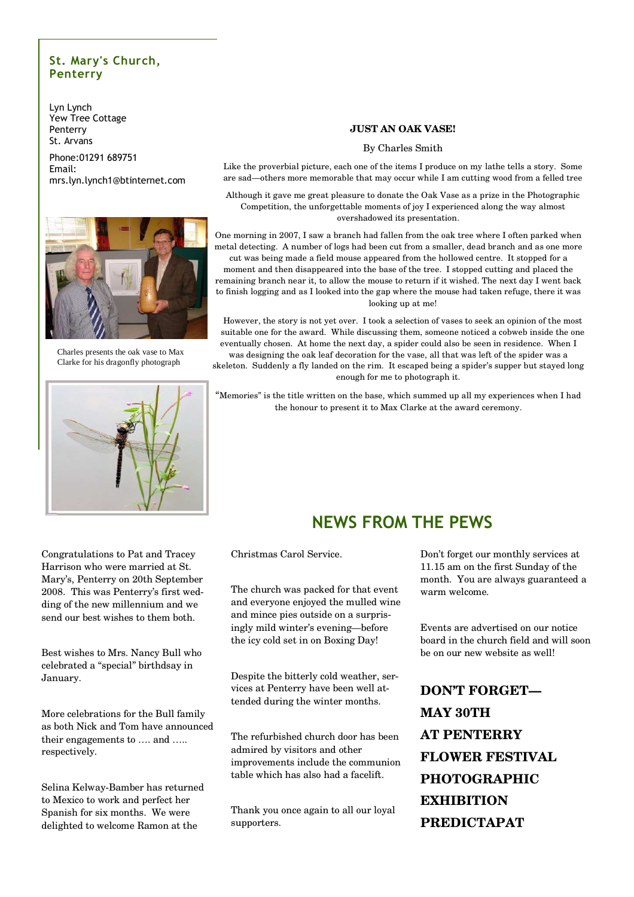## St. Mary's Church, Penterry

Lyn Lynch
Yew Tree Cottage
Penterry
St. Arvans

Phone:01291 689751
Email:
mrs.lyn.lynch1@btinternet.com

Charles presents the oak vase to Max Clarke for his dragonfly photograph

### JUST AN OAK VASE!

By Charles Smith

Like the proverbial picture, each one of the items I produce on my lathe tells a story. Some are sad—others more memorable that may occur while I am cutting wood from a felled tree

Although it gave me great pleasure to donate the Oak Vase as a prize in the Photographic Competition, the unforgettable moments of joy I experienced along the way almost overshadowed its presentation.

One morning in 2007, I saw a branch had fallen from the oak tree where I often parked when metal detecting. A number of logs had been cut from a smaller, dead branch and as one more cut was being made a field mouse appeared from the hollowed centre. It stopped for a moment and then disappeared into the base of the tree. I stopped cutting and placed the remaining branch near it, to allow the mouse to return if it wished. The next day I went back to finish logging and as I looked into the gap where the mouse had taken refuge, there it was looking up at me!

However, the story is not yet over. I took a selection of vases to seek an opinion of the most suitable one for the award. While discussing them, someone noticed a cobweb inside the one eventually chosen. At home the next day, a spider could also be seen in residence. When I was designing the oak leaf decoration for the vase, all that was left of the spider was a skeleton. Suddenly a fly landed on the rim. It escaped being a spider's supper but stayed long enough for me to photograph it.

"Memories" is the title written on the base, which summed up all my experiences when I had the honour to present it to Max Clarke at the award ceremony.

## NEWS FROM THE PEWS

Congratulations to Pat and Tracey Harrison who were married at St. Mary's, Penterry on 20th September 2008. This was Penterry's first wedding of the new millennium and we send our best wishes to them both.

Best wishes to Mrs. Nancy Bull who celebrated a "special" birthdsay in January.

More celebrations for the Bull family as both Nick and Tom have announced their engagements to …. and ….. respectively.

Selina Kelway-Bamber has returned to Mexico to work and perfect her Spanish for six months. We were delighted to welcome Ramon at the Christmas Carol Service.

The church was packed for that event and everyone enjoyed the mulled wine and mince pies outside on a surprisingly mild winter's evening—before the icy cold set in on Boxing Day!

Despite the bitterly cold weather, services at Penterry have been well attended during the winter months.

The refurbished church door has been admired by visitors and other improvements include the communion table which has also had a facelift.

Thank you once again to all our loyal supporters.

Don't forget our monthly services at 11.15 am on the first Sunday of the month. You are always guaranteed a warm welcome.

Events are advertised on our notice board in the church field and will soon be on our new website as well!

**DON'T FORGET—**
**MAY 30TH**
**AT PENTERRY**
**FLOWER FESTIVAL**
**PHOTOGRAPHIC**
**EXHIBITION**
**PREDICTAPAT**